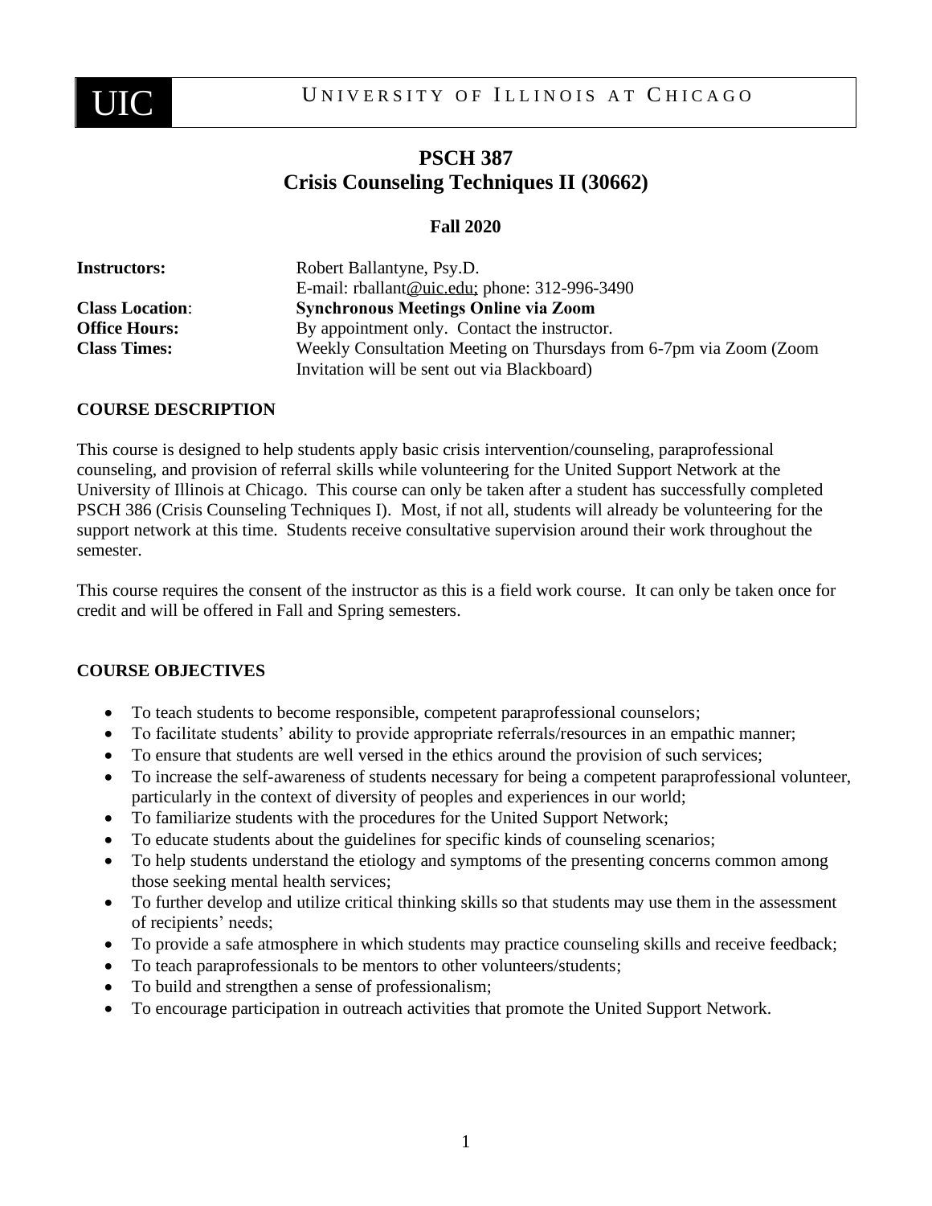UIC UNIVERSITY OF ILLINOIS AT CHICAGO

# PSCH 387
# Crisis Counseling Techniques II (30662)

**Fall 2020**

**Instructors:** Robert Ballantyne, Psy.D.
E-mail: rballant@uic.edu; phone: 312-996-3490

**Class Location**: **Synchronous Meetings Online via Zoom**

**Office Hours:** By appointment only. Contact the instructor.

**Class Times:** Weekly Consultation Meeting on Thursdays from 6-7pm via Zoom (Zoom Invitation will be sent out via Blackboard)

## COURSE DESCRIPTION

This course is designed to help students apply basic crisis intervention/counseling, paraprofessional counseling, and provision of referral skills while volunteering for the United Support Network at the University of Illinois at Chicago. This course can only be taken after a student has successfully completed PSCH 386 (Crisis Counseling Techniques I). Most, if not all, students will already be volunteering for the support network at this time. Students receive consultative supervision around their work throughout the semester.

This course requires the consent of the instructor as this is a field work course. It can only be taken once for credit and will be offered in Fall and Spring semesters.

## COURSE OBJECTIVES

- To teach students to become responsible, competent paraprofessional counselors;
- To facilitate students' ability to provide appropriate referrals/resources in an empathic manner;
- To ensure that students are well versed in the ethics around the provision of such services;
- To increase the self-awareness of students necessary for being a competent paraprofessional volunteer, particularly in the context of diversity of peoples and experiences in our world;
- To familiarize students with the procedures for the United Support Network;
- To educate students about the guidelines for specific kinds of counseling scenarios;
- To help students understand the etiology and symptoms of the presenting concerns common among those seeking mental health services;
- To further develop and utilize critical thinking skills so that students may use them in the assessment of recipients' needs;
- To provide a safe atmosphere in which students may practice counseling skills and receive feedback;
- To teach paraprofessionals to be mentors to other volunteers/students;
- To build and strengthen a sense of professionalism;
- To encourage participation in outreach activities that promote the United Support Network.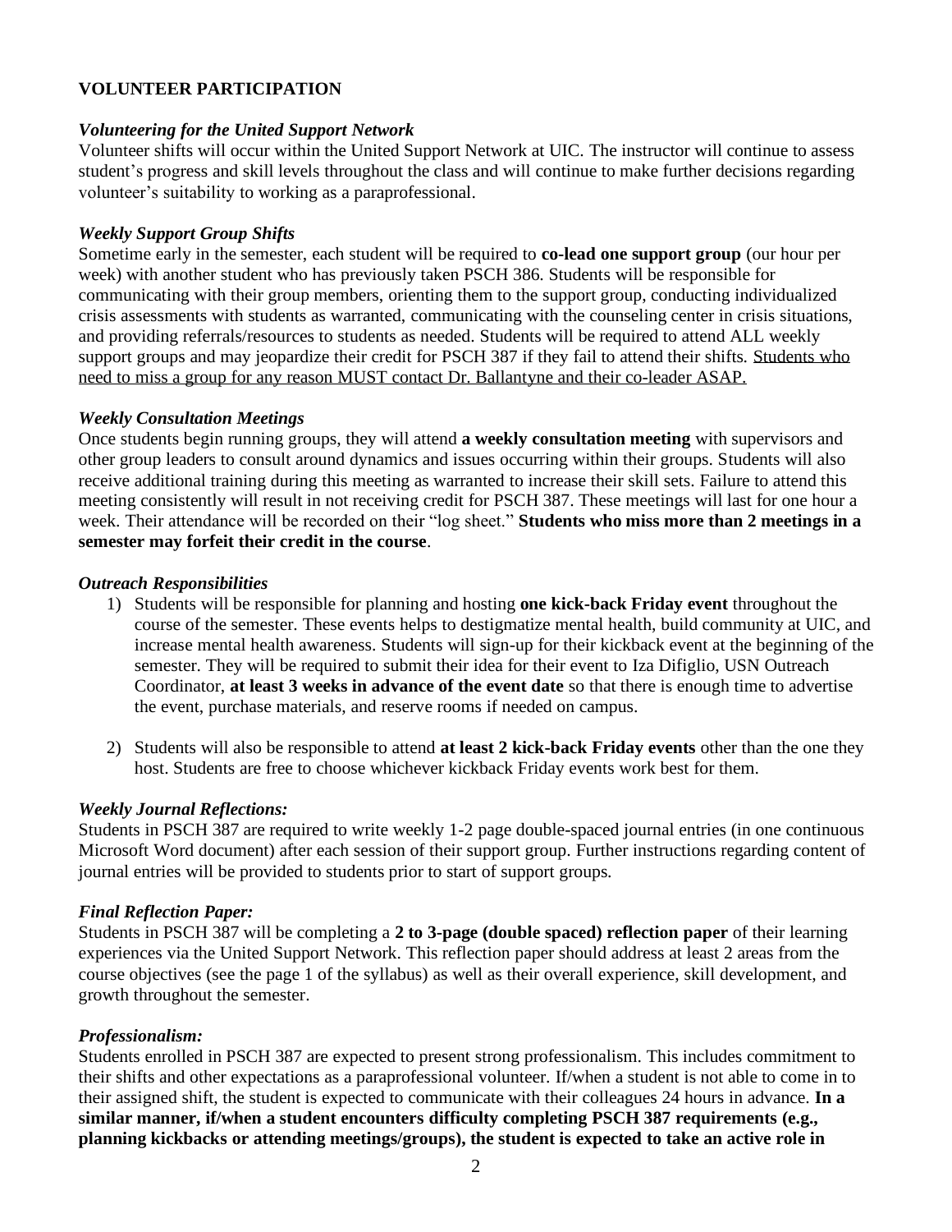**VOLUNTEER PARTICIPATION**

***Volunteering for the United Support Network***

Volunteer shifts will occur within the United Support Network at UIC. The instructor will continue to assess student's progress and skill levels throughout the class and will continue to make further decisions regarding volunteer's suitability to working as a paraprofessional.

***Weekly Support Group Shifts***

Sometime early in the semester, each student will be required to **co-lead one support group** (our hour per week) with another student who has previously taken PSCH 386. Students will be responsible for communicating with their group members, orienting them to the support group, conducting individualized crisis assessments with students as warranted, communicating with the counseling center in crisis situations, and providing referrals/resources to students as needed. Students will be required to attend ALL weekly support groups and may jeopardize their credit for PSCH 387 if they fail to attend their shifts. <u>Students who need to miss a group for any reason MUST contact Dr. Ballantyne and their co-leader ASAP.</u>

***Weekly Consultation Meetings***

Once students begin running groups, they will attend **a weekly consultation meeting** with supervisors and other group leaders to consult around dynamics and issues occurring within their groups. Students will also receive additional training during this meeting as warranted to increase their skill sets. Failure to attend this meeting consistently will result in not receiving credit for PSCH 387. These meetings will last for one hour a week. Their attendance will be recorded on their "log sheet." **Students who miss more than 2 meetings in a semester may forfeit their credit in the course**.

***Outreach Responsibilities***

1) Students will be responsible for planning and hosting **one kick-back Friday event** throughout the course of the semester. These events helps to destigmatize mental health, build community at UIC, and increase mental health awareness. Students will sign-up for their kickback event at the beginning of the semester. They will be required to submit their idea for their event to Iza Difiglio, USN Outreach Coordinator, **at least 3 weeks in advance of the event date** so that there is enough time to advertise the event, purchase materials, and reserve rooms if needed on campus.

2) Students will also be responsible to attend **at least 2 kick-back Friday events** other than the one they host. Students are free to choose whichever kickback Friday events work best for them.

***Weekly Journal Reflections:***

Students in PSCH 387 are required to write weekly 1-2 page double-spaced journal entries (in one continuous Microsoft Word document) after each session of their support group. Further instructions regarding content of journal entries will be provided to students prior to start of support groups.

***Final Reflection Paper:***

Students in PSCH 387 will be completing a **2 to 3-page (double spaced) reflection paper** of their learning experiences via the United Support Network. This reflection paper should address at least 2 areas from the course objectives (see the page 1 of the syllabus) as well as their overall experience, skill development, and growth throughout the semester.

***Professionalism:***

Students enrolled in PSCH 387 are expected to present strong professionalism. This includes commitment to their shifts and other expectations as a paraprofessional volunteer. If/when a student is not able to come in to their assigned shift, the student is expected to communicate with their colleagues 24 hours in advance. **In a similar manner, if/when a student encounters difficulty completing PSCH 387 requirements (e.g., planning kickbacks or attending meetings/groups), the student is expected to take an active role in**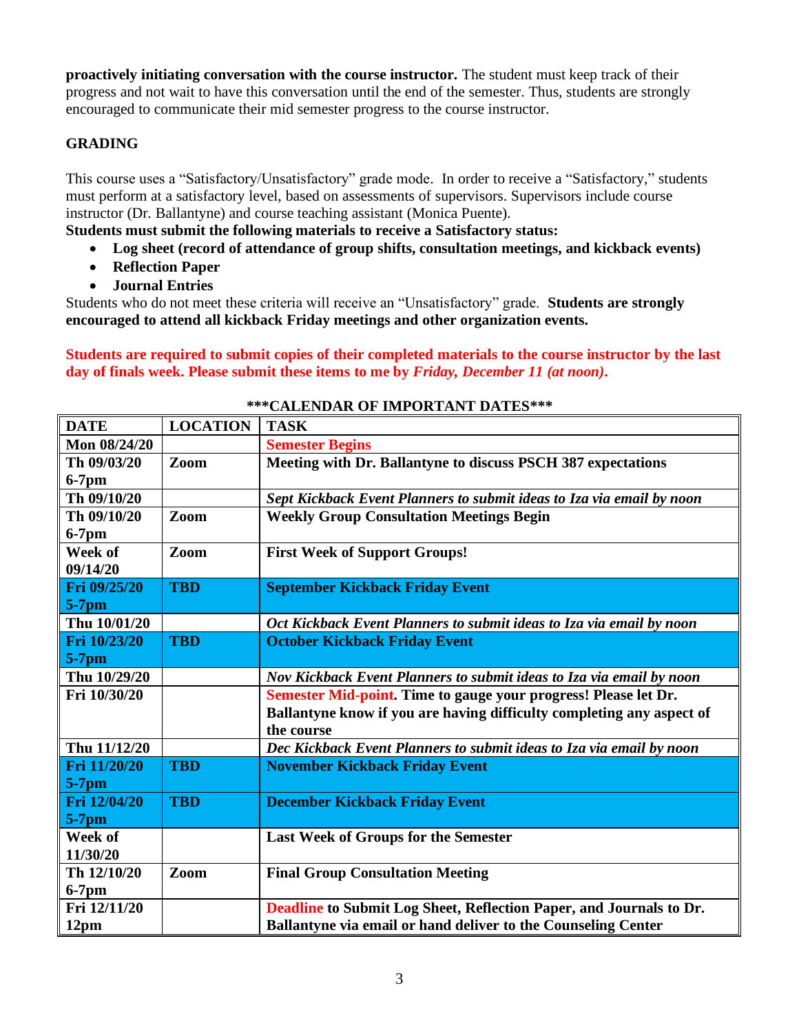**proactively initiating conversation with the course instructor.** The student must keep track of their progress and not wait to have this conversation until the end of the semester. Thus, students are strongly encouraged to communicate their mid semester progress to the course instructor.

## GRADING

This course uses a "Satisfactory/Unsatisfactory" grade mode. In order to receive a "Satisfactory," students must perform at a satisfactory level, based on assessments of supervisors. Supervisors include course instructor (Dr. Ballantyne) and course teaching assistant (Monica Puente).

**Students must submit the following materials to receive a Satisfactory status:**

- **Log sheet (record of attendance of group shifts, consultation meetings, and kickback events)**
- **Reflection Paper**
- **Journal Entries**

Students who do not meet these criteria will receive an "Unsatisfactory" grade. **Students are strongly encouraged to attend all kickback Friday meetings and other organization events.**

**Students are required to submit copies of their completed materials to the course instructor by the last day of finals week. Please submit these items to me by *Friday, December 11 (at noon)*.**

**\*\*\*CALENDAR OF IMPORTANT DATES\*\*\***

| DATE | LOCATION | TASK |
|---|---|---|
| **Mon 08/24/20** | | **Semester Begins** |
| **Th 09/03/20 6-7pm** | **Zoom** | **Meeting with Dr. Ballantyne to discuss PSCH 387 expectations** |
| **Th 09/10/20** | | ***Sept Kickback Event Planners to submit ideas to Iza via email by noon*** |
| **Th 09/10/20 6-7pm** | **Zoom** | **Weekly Group Consultation Meetings Begin** |
| **Week of 09/14/20** | **Zoom** | **First Week of Support Groups!** |
| **Fri 09/25/20 5-7pm** | **TBD** | **September Kickback Friday Event** |
| **Thu 10/01/20** | | ***Oct Kickback Event Planners to submit ideas to Iza via email by noon*** |
| **Fri 10/23/20 5-7pm** | **TBD** | **October Kickback Friday Event** |
| **Thu 10/29/20** | | ***Nov Kickback Event Planners to submit ideas to Iza via email by noon*** |
| **Fri 10/30/20** | | **Semester Mid-point. Time to gauge your progress! Please let Dr. Ballantyne know if you are having difficulty completing any aspect of the course** |
| **Thu 11/12/20** | | ***Dec Kickback Event Planners to submit ideas to Iza via email by noon*** |
| **Fri 11/20/20 5-7pm** | **TBD** | **November Kickback Friday Event** |
| **Fri 12/04/20 5-7pm** | **TBD** | **December Kickback Friday Event** |
| **Week of 11/30/20** | | **Last Week of Groups for the Semester** |
| **Th 12/10/20 6-7pm** | **Zoom** | **Final Group Consultation Meeting** |
| **Fri 12/11/20 12pm** | | **Deadline to Submit Log Sheet, Reflection Paper, and Journals to Dr. Ballantyne via email or hand deliver to the Counseling Center** |